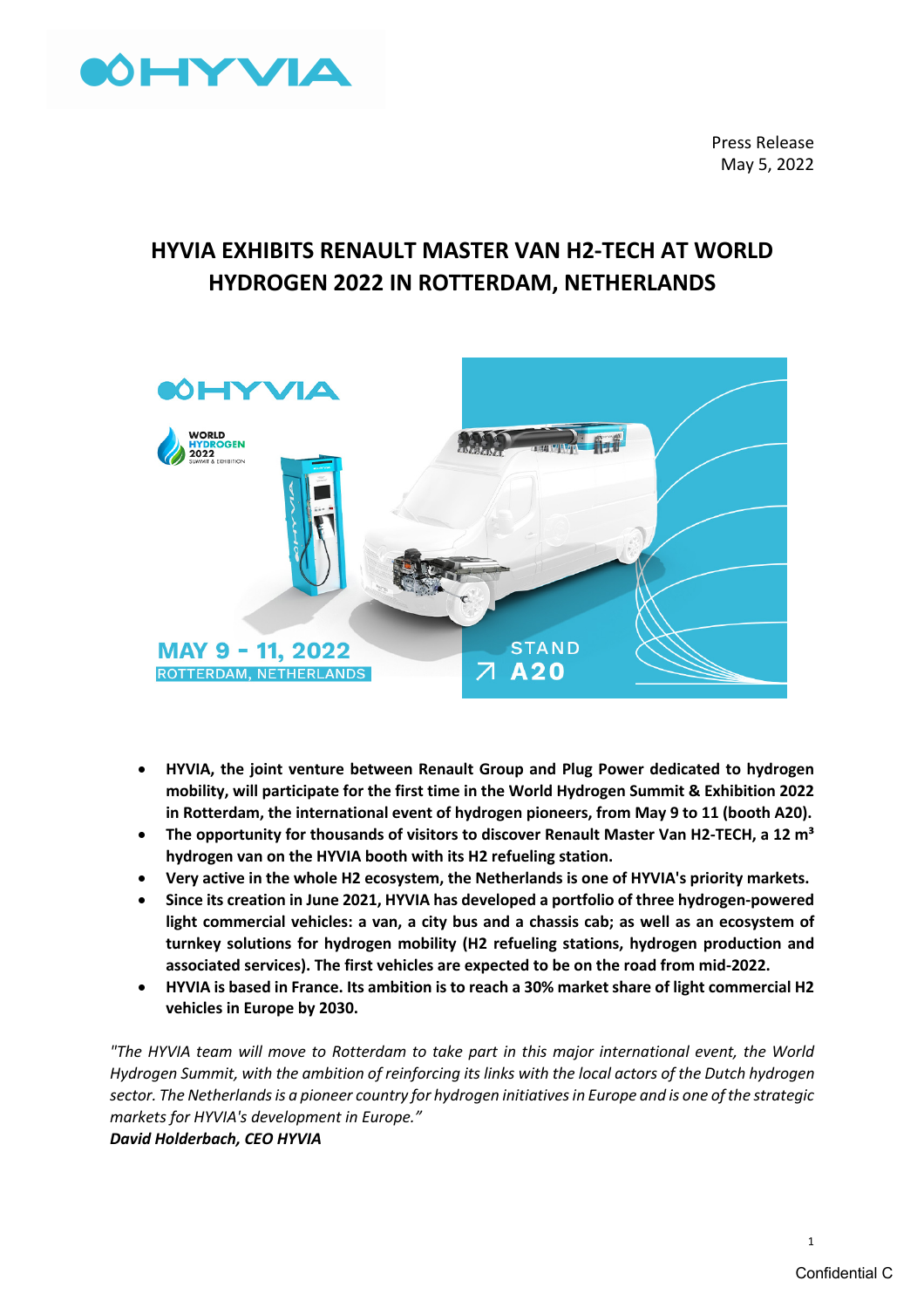Press Release
May 5, 2022

# HYVIA EXHIBITS RENAULT MASTER VAN H2-TECH AT WORLD HYDROGEN 2022 IN ROTTERDAM, NETHERLANDS

- **HYVIA, the joint venture between Renault Group and Plug Power dedicated to hydrogen mobility, will participate for the first time in the World Hydrogen Summit & Exhibition 2022 in Rotterdam, the international event of hydrogen pioneers, from May 9 to 11 (booth A20).**
- **The opportunity for thousands of visitors to discover Renault Master Van H2-TECH, a 12 m³ hydrogen van on the HYVIA booth with its H2 refueling station.**
- **Very active in the whole H2 ecosystem, the Netherlands is one of HYVIA's priority markets.**
- **Since its creation in June 2021, HYVIA has developed a portfolio of three hydrogen-powered light commercial vehicles: a van, a city bus and a chassis cab; as well as an ecosystem of turnkey solutions for hydrogen mobility (H2 refueling stations, hydrogen production and associated services). The first vehicles are expected to be on the road from mid-2022.**
- **HYVIA is based in France. Its ambition is to reach a 30% market share of light commercial H2 vehicles in Europe by 2030.**

*"The HYVIA team will move to Rotterdam to take part in this major international event, the World Hydrogen Summit, with the ambition of reinforcing its links with the local actors of the Dutch hydrogen sector. The Netherlands is a pioneer country for hydrogen initiatives in Europe and is one of the strategic markets for HYVIA's development in Europe."*
***David Holderbach, CEO HYVIA***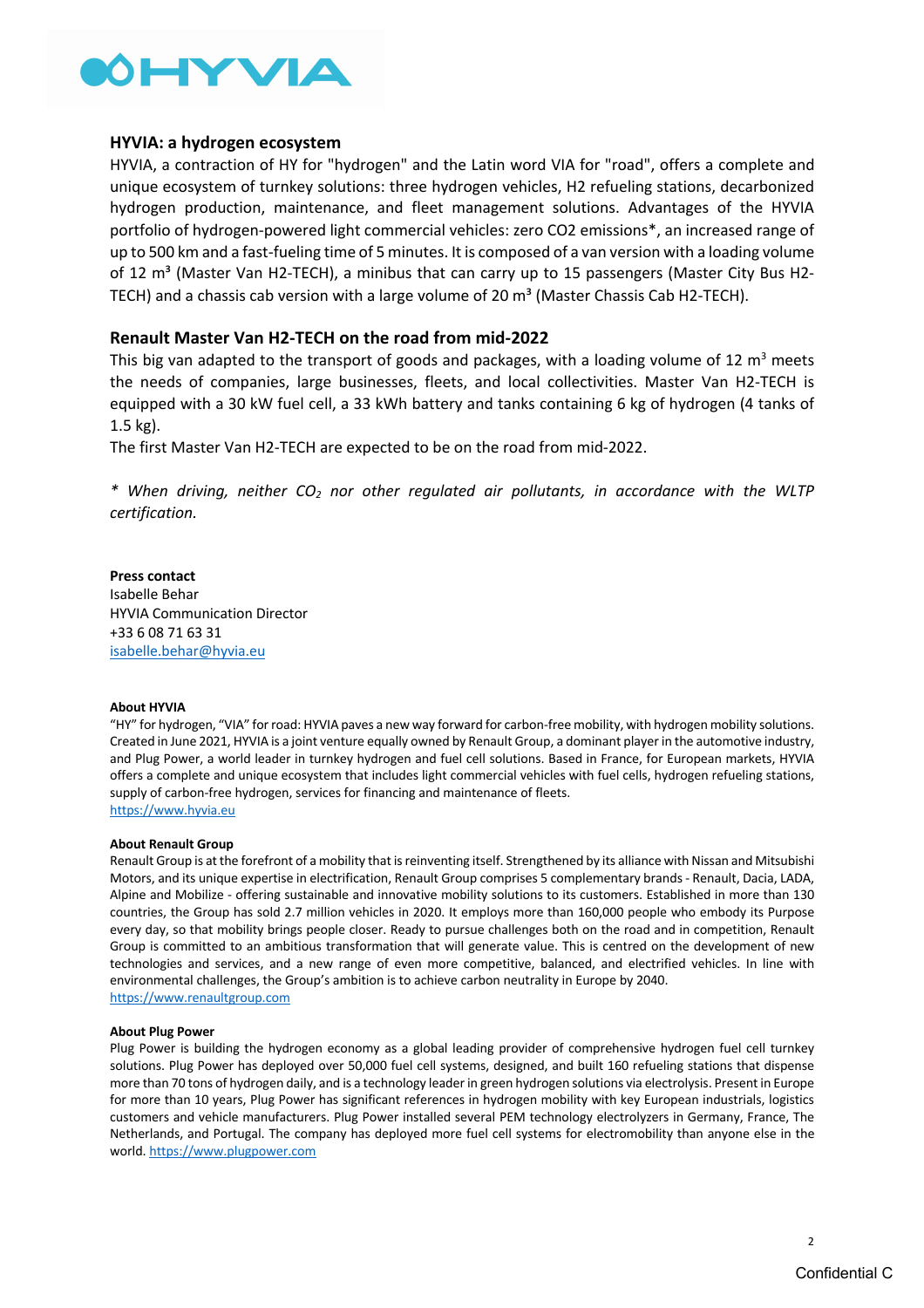## HYVIA: a hydrogen ecosystem

HYVIA, a contraction of HY for "hydrogen" and the Latin word VIA for "road", offers a complete and unique ecosystem of turnkey solutions: three hydrogen vehicles, H2 refueling stations, decarbonized hydrogen production, maintenance, and fleet management solutions. Advantages of the HYVIA portfolio of hydrogen-powered light commercial vehicles: zero CO2 emissions*, an increased range of up to 500 km and a fast-fueling time of 5 minutes. It is composed of a van version with a loading volume of 12 m³ (Master Van H2-TECH), a minibus that can carry up to 15 passengers (Master City Bus H2-TECH) and a chassis cab version with a large volume of 20 m³ (Master Chassis Cab H2-TECH).

## Renault Master Van H2-TECH on the road from mid-2022

This big van adapted to the transport of goods and packages, with a loading volume of 12 $m^3$ meets the needs of companies, large businesses, fleets, and local collectivities. Master Van H2-TECH is equipped with a 30 kW fuel cell, a 33 kWh battery and tanks containing 6 kg of hydrogen (4 tanks of 1.5 kg).

The first Master Van H2-TECH are expected to be on the road from mid-2022.

*\* When driving, neither $CO_2$ nor other regulated air pollutants, in accordance with the WLTP certification.*

**Press contact**
Isabelle Behar
HYVIA Communication Director
+33 6 08 71 63 31
isabelle.behar@hyvia.eu

**About HYVIA**

"HY" for hydrogen, "VIA" for road: HYVIA paves a new way forward for carbon-free mobility, with hydrogen mobility solutions. Created in June 2021, HYVIA is a joint venture equally owned by Renault Group, a dominant player in the automotive industry, and Plug Power, a world leader in turnkey hydrogen and fuel cell solutions. Based in France, for European markets, HYVIA offers a complete and unique ecosystem that includes light commercial vehicles with fuel cells, hydrogen refueling stations, supply of carbon-free hydrogen, services for financing and maintenance of fleets.
https://www.hyvia.eu

**About Renault Group**

Renault Group is at the forefront of a mobility that is reinventing itself. Strengthened by its alliance with Nissan and Mitsubishi Motors, and its unique expertise in electrification, Renault Group comprises 5 complementary brands - Renault, Dacia, LADA, Alpine and Mobilize - offering sustainable and innovative mobility solutions to its customers. Established in more than 130 countries, the Group has sold 2.7 million vehicles in 2020. It employs more than 160,000 people who embody its Purpose every day, so that mobility brings people closer. Ready to pursue challenges both on the road and in competition, Renault Group is committed to an ambitious transformation that will generate value. This is centred on the development of new technologies and services, and a new range of even more competitive, balanced, and electrified vehicles. In line with environmental challenges, the Group's ambition is to achieve carbon neutrality in Europe by 2040.
https://www.renaultgroup.com

**About Plug Power**

Plug Power is building the hydrogen economy as a global leading provider of comprehensive hydrogen fuel cell turnkey solutions. Plug Power has deployed over 50,000 fuel cell systems, designed, and built 160 refueling stations that dispense more than 70 tons of hydrogen daily, and is a technology leader in green hydrogen solutions via electrolysis. Present in Europe for more than 10 years, Plug Power has significant references in hydrogen mobility with key European industrials, logistics customers and vehicle manufacturers. Plug Power installed several PEM technology electrolyzers in Germany, France, The Netherlands, and Portugal. The company has deployed more fuel cell systems for electromobility than anyone else in the world. https://www.plugpower.com